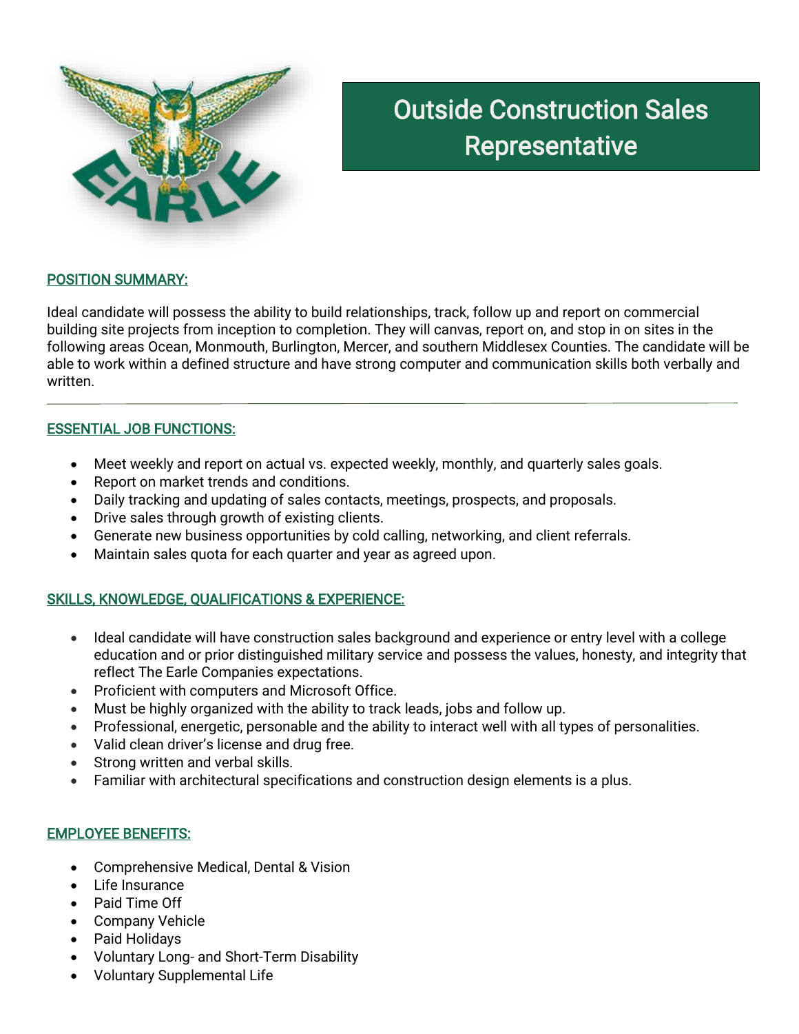# Outside Construction Sales Representative

## POSITION SUMMARY:

Ideal candidate will possess the ability to build relationships, track, follow up and report on commercial building site projects from inception to completion. They will canvas, report on, and stop in on sites in the following areas Ocean, Monmouth, Burlington, Mercer, and southern Middlesex Counties. The candidate will be able to work within a defined structure and have strong computer and communication skills both verbally and written.

---

## ESSENTIAL JOB FUNCTIONS:

- Meet weekly and report on actual vs. expected weekly, monthly, and quarterly sales goals.
- Report on market trends and conditions.
- Daily tracking and updating of sales contacts, meetings, prospects, and proposals.
- Drive sales through growth of existing clients.
- Generate new business opportunities by cold calling, networking, and client referrals.
- Maintain sales quota for each quarter and year as agreed upon.

## SKILLS, KNOWLEDGE, QUALIFICATIONS & EXPERIENCE:

- Ideal candidate will have construction sales background and experience or entry level with a college education and or prior distinguished military service and possess the values, honesty, and integrity that reflect The Earle Companies expectations.
- Proficient with computers and Microsoft Office.
- Must be highly organized with the ability to track leads, jobs and follow up.
- Professional, energetic, personable and the ability to interact well with all types of personalities.
- Valid clean driver's license and drug free.
- Strong written and verbal skills.
- Familiar with architectural specifications and construction design elements is a plus.

## EMPLOYEE BENEFITS:

- Comprehensive Medical, Dental & Vision
- Life Insurance
- Paid Time Off
- Company Vehicle
- Paid Holidays
- Voluntary Long- and Short-Term Disability
- Voluntary Supplemental Life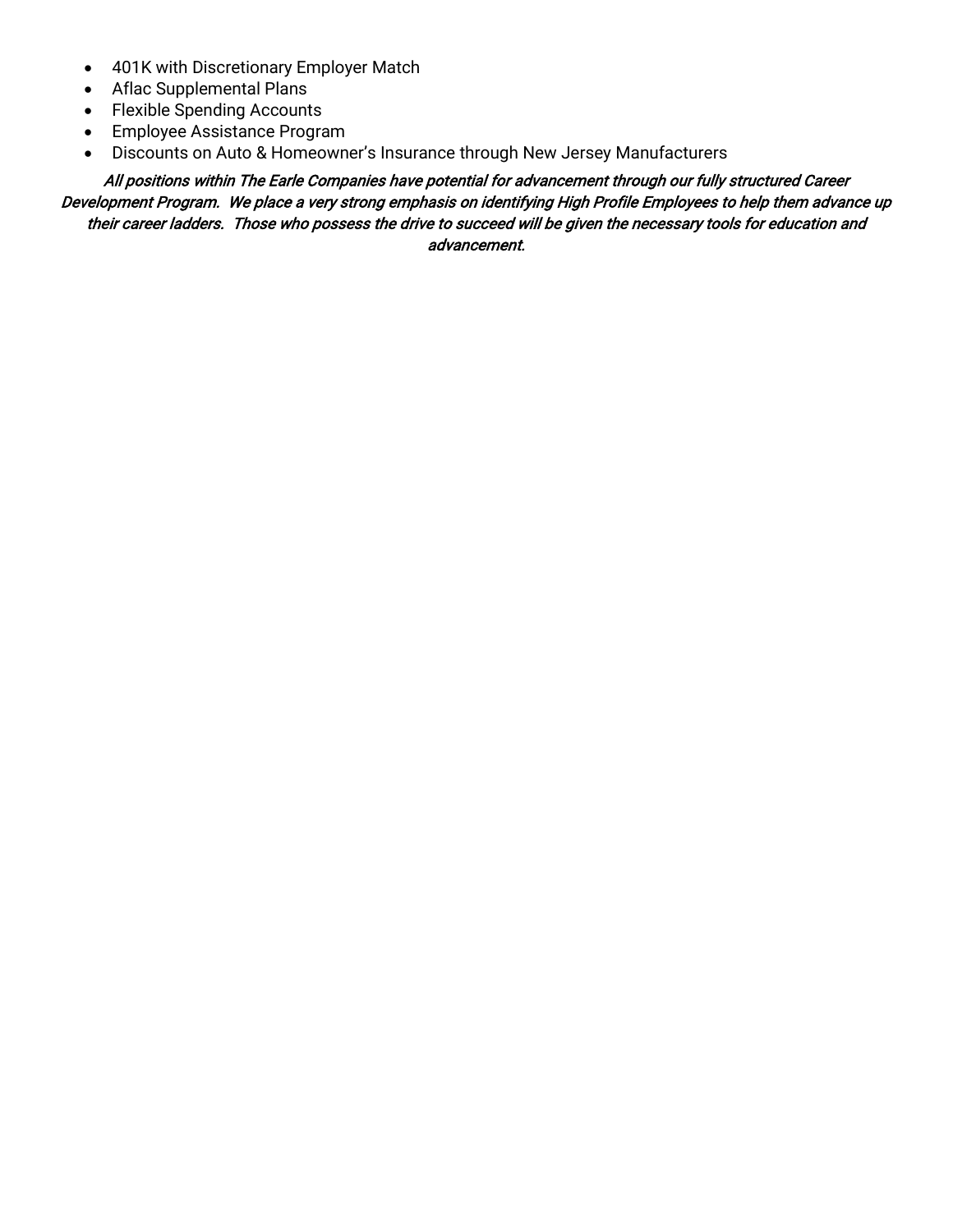- 401K with Discretionary Employer Match
- Aflac Supplemental Plans
- Flexible Spending Accounts
- Employee Assistance Program
- Discounts on Auto & Homeowner's Insurance through New Jersey Manufacturers

*All positions within The Earle Companies have potential for advancement through our fully structured Career Development Program. We place a very strong emphasis on identifying High Profile Employees to help them advance up their career ladders. Those who possess the drive to succeed will be given the necessary tools for education and advancement.*